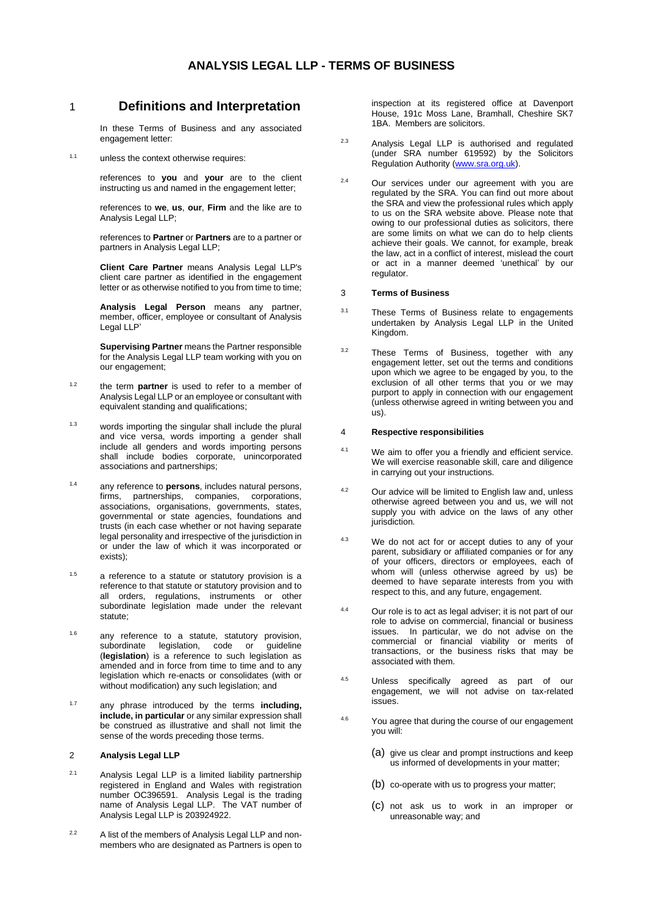# ANALYSIS LEGAL LLP - TERMS OF BUSINESS

## 1 Definitions and Interpretation

In these Terms of Business and any associated engagement letter:

1.1 unless the context otherwise requires:

references to **you** and **your** are to the client instructing us and named in the engagement letter;

references to **we**, **us**, **our**, **Firm** and the like are to Analysis Legal LLP;

references to **Partner** or **Partners** are to a partner or partners in Analysis Legal LLP;

**Client Care Partner** means Analysis Legal LLP's client care partner as identified in the engagement letter or as otherwise notified to you from time to time;

**Analysis Legal Person** means any partner, member, officer, employee or consultant of Analysis Legal LLP'

**Supervising Partner** means the Partner responsible for the Analysis Legal LLP team working with you on our engagement;

1.2 the term **partner** is used to refer to a member of Analysis Legal LLP or an employee or consultant with equivalent standing and qualifications;

1.3 words importing the singular shall include the plural and vice versa, words importing a gender shall include all genders and words importing persons shall include bodies corporate, unincorporated associations and partnerships;

1.4 any reference to **persons**, includes natural persons, firms, partnerships, companies, corporations, associations, organisations, governments, states, governmental or state agencies, foundations and trusts (in each case whether or not having separate legal personality and irrespective of the jurisdiction in or under the law of which it was incorporated or exists);

1.5 a reference to a statute or statutory provision is a reference to that statute or statutory provision and to all orders, regulations, instruments or other subordinate legislation made under the relevant statute;

1.6 any reference to a statute, statutory provision, subordinate legislation, code or guideline (**legislation**) is a reference to such legislation as amended and in force from time to time and to any legislation which re-enacts or consolidates (with or without modification) any such legislation; and

1.7 any phrase introduced by the terms **including, include, in particular** or any similar expression shall be construed as illustrative and shall not limit the sense of the words preceding those terms.

### 2 Analysis Legal LLP

2.1 Analysis Legal LLP is a limited liability partnership registered in England and Wales with registration number OC396591. Analysis Legal is the trading name of Analysis Legal LLP. The VAT number of Analysis Legal LLP is 203924922.

2.2 A list of the members of Analysis Legal LLP and non-members who are designated as Partners is open to inspection at its registered office at Davenport House, 191c Moss Lane, Bramhall, Cheshire SK7 1BA. Members are solicitors.

2.3 Analysis Legal LLP is authorised and regulated (under SRA number 619592) by the Solicitors Regulation Authority (www.sra.org.uk).

2.4 Our services under our agreement with you are regulated by the SRA. You can find out more about the SRA and view the professional rules which apply to us on the SRA website above. Please note that owing to our professional duties as solicitors, there are some limits on what we can do to help clients achieve their goals. We cannot, for example, break the law, act in a conflict of interest, mislead the court or act in a manner deemed 'unethical' by our regulator.

### 3 Terms of Business

3.1 These Terms of Business relate to engagements undertaken by Analysis Legal LLP in the United Kingdom.

3.2 These Terms of Business, together with any engagement letter, set out the terms and conditions upon which we agree to be engaged by you, to the exclusion of all other terms that you or we may purport to apply in connection with our engagement (unless otherwise agreed in writing between you and us).

### 4 Respective responsibilities

4.1 We aim to offer you a friendly and efficient service. We will exercise reasonable skill, care and diligence in carrying out your instructions.

4.2 Our advice will be limited to English law and, unless otherwise agreed between you and us, we will not supply you with advice on the laws of any other jurisdiction.

4.3 We do not act for or accept duties to any of your parent, subsidiary or affiliated companies or for any of your officers, directors or employees, each of whom will (unless otherwise agreed by us) be deemed to have separate interests from you with respect to this, and any future, engagement.

4.4 Our role is to act as legal adviser; it is not part of our role to advise on commercial, financial or business issues. In particular, we do not advise on the commercial or financial viability or merits of transactions, or the business risks that may be associated with them.

4.5 Unless specifically agreed as part of our engagement, we will not advise on tax-related issues.

4.6 You agree that during the course of our engagement you will:

(a) give us clear and prompt instructions and keep us informed of developments in your matter;

(b) co-operate with us to progress your matter;

(c) not ask us to work in an improper or unreasonable way; and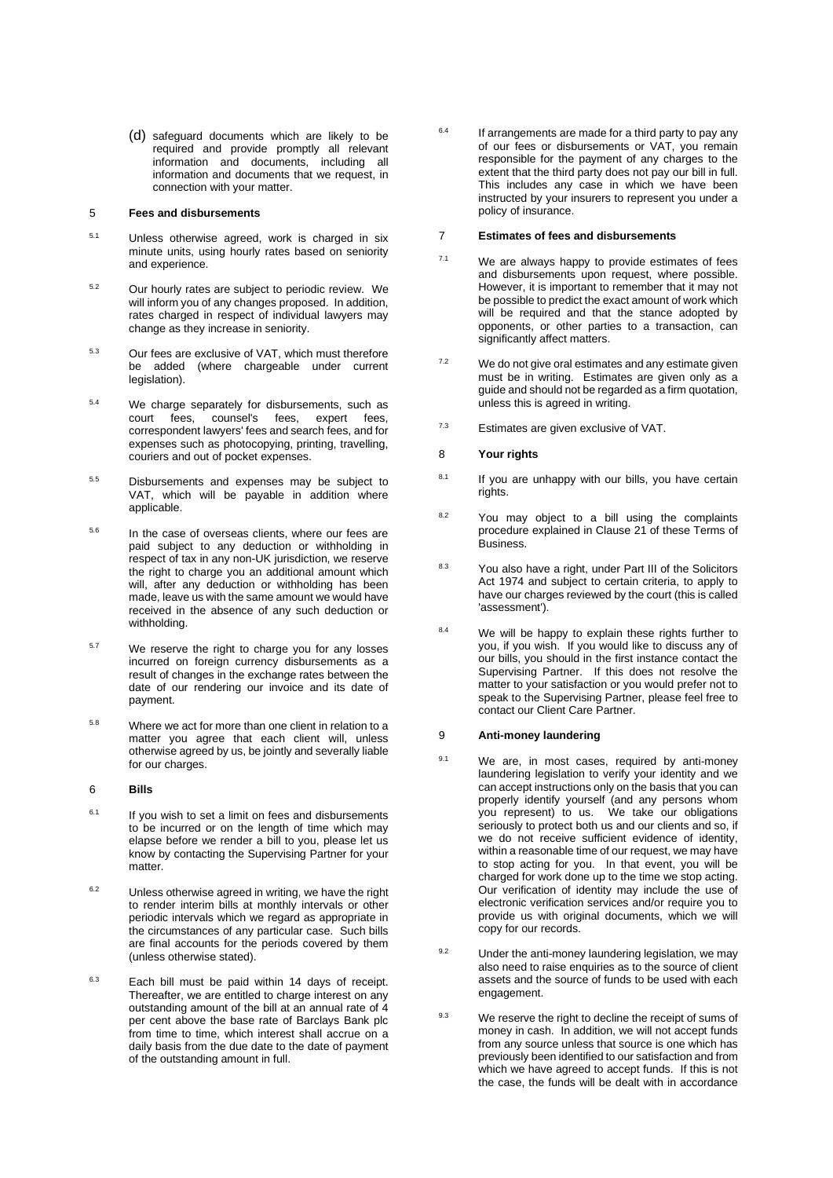(d) safeguard documents which are likely to be required and provide promptly all relevant information and documents, including all information and documents that we request, in connection with your matter.

## 5 Fees and disbursements

5.1 Unless otherwise agreed, work is charged in six minute units, using hourly rates based on seniority and experience.

5.2 Our hourly rates are subject to periodic review. We will inform you of any changes proposed. In addition, rates charged in respect of individual lawyers may change as they increase in seniority.

5.3 Our fees are exclusive of VAT, which must therefore be added (where chargeable under current legislation).

5.4 We charge separately for disbursements, such as court fees, counsel's fees, expert fees, correspondent lawyers' fees and search fees, and for expenses such as photocopying, printing, travelling, couriers and out of pocket expenses.

5.5 Disbursements and expenses may be subject to VAT, which will be payable in addition where applicable.

5.6 In the case of overseas clients, where our fees are paid subject to any deduction or withholding in respect of tax in any non-UK jurisdiction, we reserve the right to charge you an additional amount which will, after any deduction or withholding has been made, leave us with the same amount we would have received in the absence of any such deduction or withholding.

5.7 We reserve the right to charge you for any losses incurred on foreign currency disbursements as a result of changes in the exchange rates between the date of our rendering our invoice and its date of payment.

5.8 Where we act for more than one client in relation to a matter you agree that each client will, unless otherwise agreed by us, be jointly and severally liable for our charges.

## 6 Bills

6.1 If you wish to set a limit on fees and disbursements to be incurred or on the length of time which may elapse before we render a bill to you, please let us know by contacting the Supervising Partner for your matter.

6.2 Unless otherwise agreed in writing, we have the right to render interim bills at monthly intervals or other periodic intervals which we regard as appropriate in the circumstances of any particular case. Such bills are final accounts for the periods covered by them (unless otherwise stated).

6.3 Each bill must be paid within 14 days of receipt. Thereafter, we are entitled to charge interest on any outstanding amount of the bill at an annual rate of 4 per cent above the base rate of Barclays Bank plc from time to time, which interest shall accrue on a daily basis from the due date to the date of payment of the outstanding amount in full.

6.4 If arrangements are made for a third party to pay any of our fees or disbursements or VAT, you remain responsible for the payment of any charges to the extent that the third party does not pay our bill in full. This includes any case in which we have been instructed by your insurers to represent you under a policy of insurance.

## 7 Estimates of fees and disbursements

7.1 We are always happy to provide estimates of fees and disbursements upon request, where possible. However, it is important to remember that it may not be possible to predict the exact amount of work which will be required and that the stance adopted by opponents, or other parties to a transaction, can significantly affect matters.

7.2 We do not give oral estimates and any estimate given must be in writing. Estimates are given only as a guide and should not be regarded as a firm quotation, unless this is agreed in writing.

7.3 Estimates are given exclusive of VAT.

## 8 Your rights

8.1 If you are unhappy with our bills, you have certain rights.

8.2 You may object to a bill using the complaints procedure explained in Clause 21 of these Terms of Business.

8.3 You also have a right, under Part III of the Solicitors Act 1974 and subject to certain criteria, to apply to have our charges reviewed by the court (this is called 'assessment').

8.4 We will be happy to explain these rights further to you, if you wish. If you would like to discuss any of our bills, you should in the first instance contact the Supervising Partner. If this does not resolve the matter to your satisfaction or you would prefer not to speak to the Supervising Partner, please feel free to contact our Client Care Partner.

## 9 Anti-money laundering

9.1 We are, in most cases, required by anti-money laundering legislation to verify your identity and we can accept instructions only on the basis that you can properly identify yourself (and any persons whom you represent) to us. We take our obligations seriously to protect both us and our clients and so, if we do not receive sufficient evidence of identity, within a reasonable time of our request, we may have to stop acting for you. In that event, you will be charged for work done up to the time we stop acting. Our verification of identity may include the use of electronic verification services and/or require you to provide us with original documents, which we will copy for our records.

9.2 Under the anti-money laundering legislation, we may also need to raise enquiries as to the source of client assets and the source of funds to be used with each engagement.

9.3 We reserve the right to decline the receipt of sums of money in cash. In addition, we will not accept funds from any source unless that source is one which has previously been identified to our satisfaction and from which we have agreed to accept funds. If this is not the case, the funds will be dealt with in accordance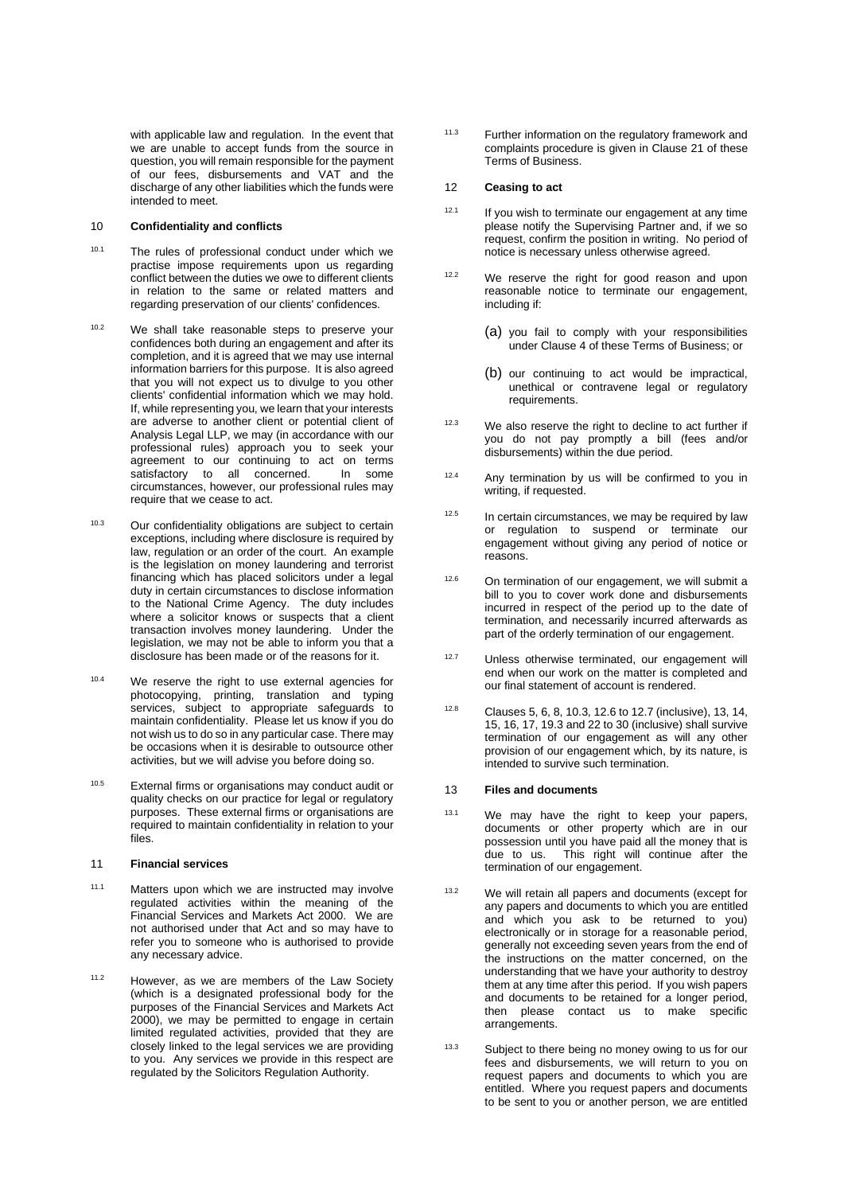with applicable law and regulation. In the event that we are unable to accept funds from the source in question, you will remain responsible for the payment of our fees, disbursements and VAT and the discharge of any other liabilities which the funds were intended to meet.

## 10 Confidentiality and conflicts

10.1 The rules of professional conduct under which we practise impose requirements upon us regarding conflict between the duties we owe to different clients in relation to the same or related matters and regarding preservation of our clients' confidences.

10.2 We shall take reasonable steps to preserve your confidences both during an engagement and after its completion, and it is agreed that we may use internal information barriers for this purpose. It is also agreed that you will not expect us to divulge to you other clients' confidential information which we may hold. If, while representing you, we learn that your interests are adverse to another client or potential client of Analysis Legal LLP, we may (in accordance with our professional rules) approach you to seek your agreement to our continuing to act on terms satisfactory to all concerned. In some circumstances, however, our professional rules may require that we cease to act.

10.3 Our confidentiality obligations are subject to certain exceptions, including where disclosure is required by law, regulation or an order of the court. An example is the legislation on money laundering and terrorist financing which has placed solicitors under a legal duty in certain circumstances to disclose information to the National Crime Agency. The duty includes where a solicitor knows or suspects that a client transaction involves money laundering. Under the legislation, we may not be able to inform you that a disclosure has been made or of the reasons for it.

10.4 We reserve the right to use external agencies for photocopying, printing, translation and typing services, subject to appropriate safeguards to maintain confidentiality. Please let us know if you do not wish us to do so in any particular case. There may be occasions when it is desirable to outsource other activities, but we will advise you before doing so.

10.5 External firms or organisations may conduct audit or quality checks on our practice for legal or regulatory purposes. These external firms or organisations are required to maintain confidentiality in relation to your files.

## 11 Financial services

11.1 Matters upon which we are instructed may involve regulated activities within the meaning of the Financial Services and Markets Act 2000. We are not authorised under that Act and so may have to refer you to someone who is authorised to provide any necessary advice.

11.2 However, as we are members of the Law Society (which is a designated professional body for the purposes of the Financial Services and Markets Act 2000), we may be permitted to engage in certain limited regulated activities, provided that they are closely linked to the legal services we are providing to you. Any services we provide in this respect are regulated by the Solicitors Regulation Authority.

11.3 Further information on the regulatory framework and complaints procedure is given in Clause 21 of these Terms of Business.

## 12 Ceasing to act

12.1 If you wish to terminate our engagement at any time please notify the Supervising Partner and, if we so request, confirm the position in writing. No period of notice is necessary unless otherwise agreed.

12.2 We reserve the right for good reason and upon reasonable notice to terminate our engagement, including if:

(a) you fail to comply with your responsibilities under Clause 4 of these Terms of Business; or

(b) our continuing to act would be impractical, unethical or contravene legal or regulatory requirements.

12.3 We also reserve the right to decline to act further if you do not pay promptly a bill (fees and/or disbursements) within the due period.

12.4 Any termination by us will be confirmed to you in writing, if requested.

12.5 In certain circumstances, we may be required by law or regulation to suspend or terminate our engagement without giving any period of notice or reasons.

12.6 On termination of our engagement, we will submit a bill to you to cover work done and disbursements incurred in respect of the period up to the date of termination, and necessarily incurred afterwards as part of the orderly termination of our engagement.

12.7 Unless otherwise terminated, our engagement will end when our work on the matter is completed and our final statement of account is rendered.

12.8 Clauses 5, 6, 8, 10.3, 12.6 to 12.7 (inclusive), 13, 14, 15, 16, 17, 19.3 and 22 to 30 (inclusive) shall survive termination of our engagement as will any other provision of our engagement which, by its nature, is intended to survive such termination.

## 13 Files and documents

13.1 We may have the right to keep your papers, documents or other property which are in our possession until you have paid all the money that is due to us. This right will continue after the termination of our engagement.

13.2 We will retain all papers and documents (except for any papers and documents to which you are entitled and which you ask to be returned to you) electronically or in storage for a reasonable period, generally not exceeding seven years from the end of the instructions on the matter concerned, on the understanding that we have your authority to destroy them at any time after this period. If you wish papers and documents to be retained for a longer period, then please contact us to make specific arrangements.

13.3 Subject to there being no money owing to us for our fees and disbursements, we will return to you on request papers and documents to which you are entitled. Where you request papers and documents to be sent to you or another person, we are entitled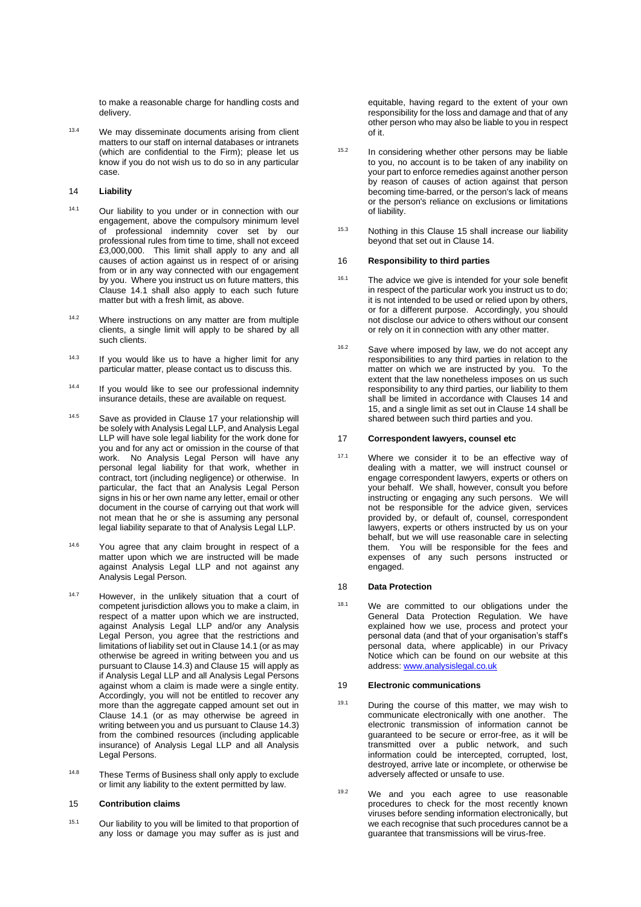to make a reasonable charge for handling costs and delivery.

13.4 We may disseminate documents arising from client matters to our staff on internal databases or intranets (which are confidential to the Firm); please let us know if you do not wish us to do so in any particular case.

## 14 Liability

14.1 Our liability to you under or in connection with our engagement, above the compulsory minimum level of professional indemnity cover set by our professional rules from time to time, shall not exceed £3,000,000. This limit shall apply to any and all causes of action against us in respect of or arising from or in any way connected with our engagement by you. Where you instruct us on future matters, this Clause 14.1 shall also apply to each such future matter but with a fresh limit, as above.

14.2 Where instructions on any matter are from multiple clients, a single limit will apply to be shared by all such clients.

14.3 If you would like us to have a higher limit for any particular matter, please contact us to discuss this.

14.4 If you would like to see our professional indemnity insurance details, these are available on request.

14.5 Save as provided in Clause 17 your relationship will be solely with Analysis Legal LLP, and Analysis Legal LLP will have sole legal liability for the work done for you and for any act or omission in the course of that work. No Analysis Legal Person will have any personal legal liability for that work, whether in contract, tort (including negligence) or otherwise. In particular, the fact that an Analysis Legal Person signs in his or her own name any letter, email or other document in the course of carrying out that work will not mean that he or she is assuming any personal legal liability separate to that of Analysis Legal LLP.

14.6 You agree that any claim brought in respect of a matter upon which we are instructed will be made against Analysis Legal LLP and not against any Analysis Legal Person.

14.7 However, in the unlikely situation that a court of competent jurisdiction allows you to make a claim, in respect of a matter upon which we are instructed, against Analysis Legal LLP and/or any Analysis Legal Person, you agree that the restrictions and limitations of liability set out in Clause 14.1 (or as may otherwise be agreed in writing between you and us pursuant to Clause 14.3) and Clause 15 will apply as if Analysis Legal LLP and all Analysis Legal Persons against whom a claim is made were a single entity. Accordingly, you will not be entitled to recover any more than the aggregate capped amount set out in Clause 14.1 (or as may otherwise be agreed in writing between you and us pursuant to Clause 14.3) from the combined resources (including applicable insurance) of Analysis Legal LLP and all Analysis Legal Persons.

14.8 These Terms of Business shall only apply to exclude or limit any liability to the extent permitted by law.

## 15 Contribution claims

15.1 Our liability to you will be limited to that proportion of any loss or damage you may suffer as is just and equitable, having regard to the extent of your own responsibility for the loss and damage and that of any other person who may also be liable to you in respect of it.

15.2 In considering whether other persons may be liable to you, no account is to be taken of any inability on your part to enforce remedies against another person by reason of causes of action against that person becoming time-barred, or the person's lack of means or the person's reliance on exclusions or limitations of liability.

15.3 Nothing in this Clause 15 shall increase our liability beyond that set out in Clause 14.

## 16 Responsibility to third parties

16.1 The advice we give is intended for your sole benefit in respect of the particular work you instruct us to do; it is not intended to be used or relied upon by others, or for a different purpose. Accordingly, you should not disclose our advice to others without our consent or rely on it in connection with any other matter.

16.2 Save where imposed by law, we do not accept any responsibilities to any third parties in relation to the matter on which we are instructed by you. To the extent that the law nonetheless imposes on us such responsibility to any third parties, our liability to them shall be limited in accordance with Clauses 14 and 15, and a single limit as set out in Clause 14 shall be shared between such third parties and you.

## 17 Correspondent lawyers, counsel etc

17.1 Where we consider it to be an effective way of dealing with a matter, we will instruct counsel or engage correspondent lawyers, experts or others on your behalf. We shall, however, consult you before instructing or engaging any such persons. We will not be responsible for the advice given, services provided by, or default of, counsel, correspondent lawyers, experts or others instructed by us on your behalf, but we will use reasonable care in selecting them. You will be responsible for the fees and expenses of any such persons instructed or engaged.

## 18 Data Protection

18.1 We are committed to our obligations under the General Data Protection Regulation. We have explained how we use, process and protect your personal data (and that of your organisation's staff's personal data, where applicable) in our Privacy Notice which can be found on our website at this address: www.analysislegal.co.uk

## 19 Electronic communications

19.1 During the course of this matter, we may wish to communicate electronically with one another. The electronic transmission of information cannot be guaranteed to be secure or error-free, as it will be transmitted over a public network, and such information could be intercepted, corrupted, lost, destroyed, arrive late or incomplete, or otherwise be adversely affected or unsafe to use.

19.2 We and you each agree to use reasonable procedures to check for the most recently known viruses before sending information electronically, but we each recognise that such procedures cannot be a guarantee that transmissions will be virus-free.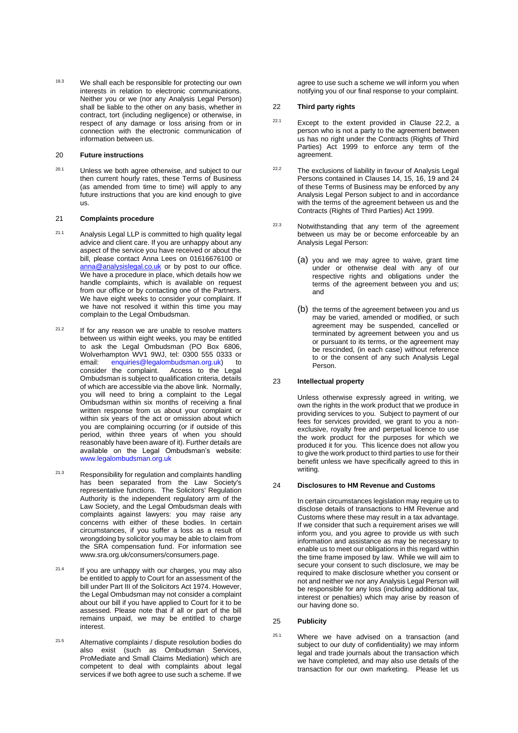19.3 We shall each be responsible for protecting our own interests in relation to electronic communications. Neither you or we (nor any Analysis Legal Person) shall be liable to the other on any basis, whether in contract, tort (including negligence) or otherwise, in respect of any damage or loss arising from or in connection with the electronic communication of information between us.

## 20 Future instructions

20.1 Unless we both agree otherwise, and subject to our then current hourly rates, these Terms of Business (as amended from time to time) will apply to any future instructions that you are kind enough to give us.

## 21 Complaints procedure

21.1 Analysis Legal LLP is committed to high quality legal advice and client care. If you are unhappy about any aspect of the service you have received or about the bill, please contact Anna Lees on 01616676100 or anna@analysislegal.co.uk or by post to our office. We have a procedure in place, which details how we handle complaints, which is available on request from our office or by contacting one of the Partners. We have eight weeks to consider your complaint. If we have not resolved it within this time you may complain to the Legal Ombudsman.

21.2 If for any reason we are unable to resolve matters between us within eight weeks, you may be entitled to ask the Legal Ombudsman (PO Box 6806, Wolverhampton WV1 9WJ, tel: 0300 555 0333 or email: enquiries@legalombudsman.org.uk) to consider the complaint. Access to the Legal Ombudsman is subject to qualification criteria, details of which are accessible via the above link. Normally, you will need to bring a complaint to the Legal Ombudsman within six months of receiving a final written response from us about your complaint or within six years of the act or omission about which you are complaining occurring (or if outside of this period, within three years of when you should reasonably have been aware of it). Further details are available on the Legal Ombudsman's website: www.legalombudsman.org.uk

21.3 Responsibility for regulation and complaints handling has been separated from the Law Society's representative functions. The Solicitors' Regulation Authority is the independent regulatory arm of the Law Society, and the Legal Ombudsman deals with complaints against lawyers: you may raise any concerns with either of these bodies. In certain circumstances, if you suffer a loss as a result of wrongdoing by solicitor you may be able to claim from the SRA compensation fund. For information see www.sra.org.uk/consumers/consumers.page.

21.4 If you are unhappy with our charges, you may also be entitled to apply to Court for an assessment of the bill under Part III of the Solicitors Act 1974. However, the Legal Ombudsman may not consider a complaint about our bill if you have applied to Court for it to be assessed. Please note that if all or part of the bill remains unpaid, we may be entitled to charge interest.

21.5 Alternative complaints / dispute resolution bodies do also exist (such as Ombudsman Services, ProMediate and Small Claims Mediation) which are competent to deal with complaints about legal services if we both agree to use such a scheme. If we agree to use such a scheme we will inform you when notifying you of our final response to your complaint.

## 22 Third party rights

22.1 Except to the extent provided in Clause 22.2, a person who is not a party to the agreement between us has no right under the Contracts (Rights of Third Parties) Act 1999 to enforce any term of the agreement.

22.2 The exclusions of liability in favour of Analysis Legal Persons contained in Clauses 14, 15, 16, 19 and 24 of these Terms of Business may be enforced by any Analysis Legal Person subject to and in accordance with the terms of the agreement between us and the Contracts (Rights of Third Parties) Act 1999.

22.3 Notwithstanding that any term of the agreement between us may be or become enforceable by an Analysis Legal Person:

(a) you and we may agree to waive, grant time under or otherwise deal with any of our respective rights and obligations under the terms of the agreement between you and us; and

(b) the terms of the agreement between you and us may be varied, amended or modified, or such agreement may be suspended, cancelled or terminated by agreement between you and us or pursuant to its terms, or the agreement may be rescinded, (in each case) without reference to or the consent of any such Analysis Legal Person.

## 23 Intellectual property

Unless otherwise expressly agreed in writing, we own the rights in the work product that we produce in providing services to you. Subject to payment of our fees for services provided, we grant to you a non-exclusive, royalty free and perpetual licence to use the work product for the purposes for which we produced it for you. This licence does not allow you to give the work product to third parties to use for their benefit unless we have specifically agreed to this in writing.

## 24 Disclosures to HM Revenue and Customs

In certain circumstances legislation may require us to disclose details of transactions to HM Revenue and Customs where these may result in a tax advantage. If we consider that such a requirement arises we will inform you, and you agree to provide us with such information and assistance as may be necessary to enable us to meet our obligations in this regard within the time frame imposed by law. While we will aim to secure your consent to such disclosure, we may be required to make disclosure whether you consent or not and neither we nor any Analysis Legal Person will be responsible for any loss (including additional tax, interest or penalties) which may arise by reason of our having done so.

## 25 Publicity

25.1 Where we have advised on a transaction (and subject to our duty of confidentiality) we may inform legal and trade journals about the transaction which we have completed, and may also use details of the transaction for our own marketing. Please let us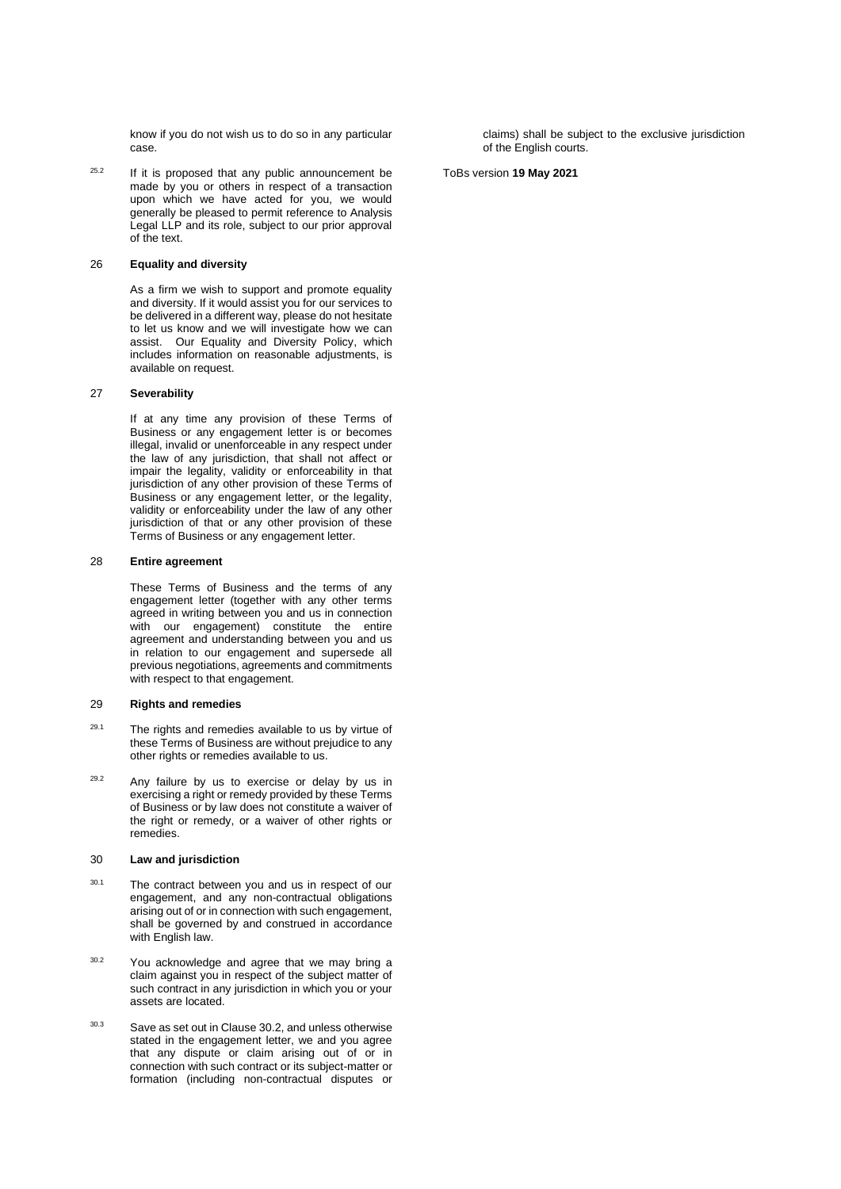know if you do not wish us to do so in any particular case.

25.2 If it is proposed that any public announcement be made by you or others in respect of a transaction upon which we have acted for you, we would generally be pleased to permit reference to Analysis Legal LLP and its role, subject to our prior approval of the text.

## 26 Equality and diversity

As a firm we wish to support and promote equality and diversity. If it would assist you for our services to be delivered in a different way, please do not hesitate to let us know and we will investigate how we can assist. Our Equality and Diversity Policy, which includes information on reasonable adjustments, is available on request.

## 27 Severability

If at any time any provision of these Terms of Business or any engagement letter is or becomes illegal, invalid or unenforceable in any respect under the law of any jurisdiction, that shall not affect or impair the legality, validity or enforceability in that jurisdiction of any other provision of these Terms of Business or any engagement letter, or the legality, validity or enforceability under the law of any other jurisdiction of that or any other provision of these Terms of Business or any engagement letter.

## 28 Entire agreement

These Terms of Business and the terms of any engagement letter (together with any other terms agreed in writing between you and us in connection with our engagement) constitute the entire agreement and understanding between you and us in relation to our engagement and supersede all previous negotiations, agreements and commitments with respect to that engagement.

## 29 Rights and remedies

29.1 The rights and remedies available to us by virtue of these Terms of Business are without prejudice to any other rights or remedies available to us.

29.2 Any failure by us to exercise or delay by us in exercising a right or remedy provided by these Terms of Business or by law does not constitute a waiver of the right or remedy, or a waiver of other rights or remedies.

## 30 Law and jurisdiction

30.1 The contract between you and us in respect of our engagement, and any non-contractual obligations arising out of or in connection with such engagement, shall be governed by and construed in accordance with English law.

30.2 You acknowledge and agree that we may bring a claim against you in respect of the subject matter of such contract in any jurisdiction in which you or your assets are located.

30.3 Save as set out in Clause 30.2, and unless otherwise stated in the engagement letter, we and you agree that any dispute or claim arising out of or in connection with such contract or its subject-matter or formation (including non-contractual disputes or claims) shall be subject to the exclusive jurisdiction of the English courts.

ToBs version **19 May 2021**